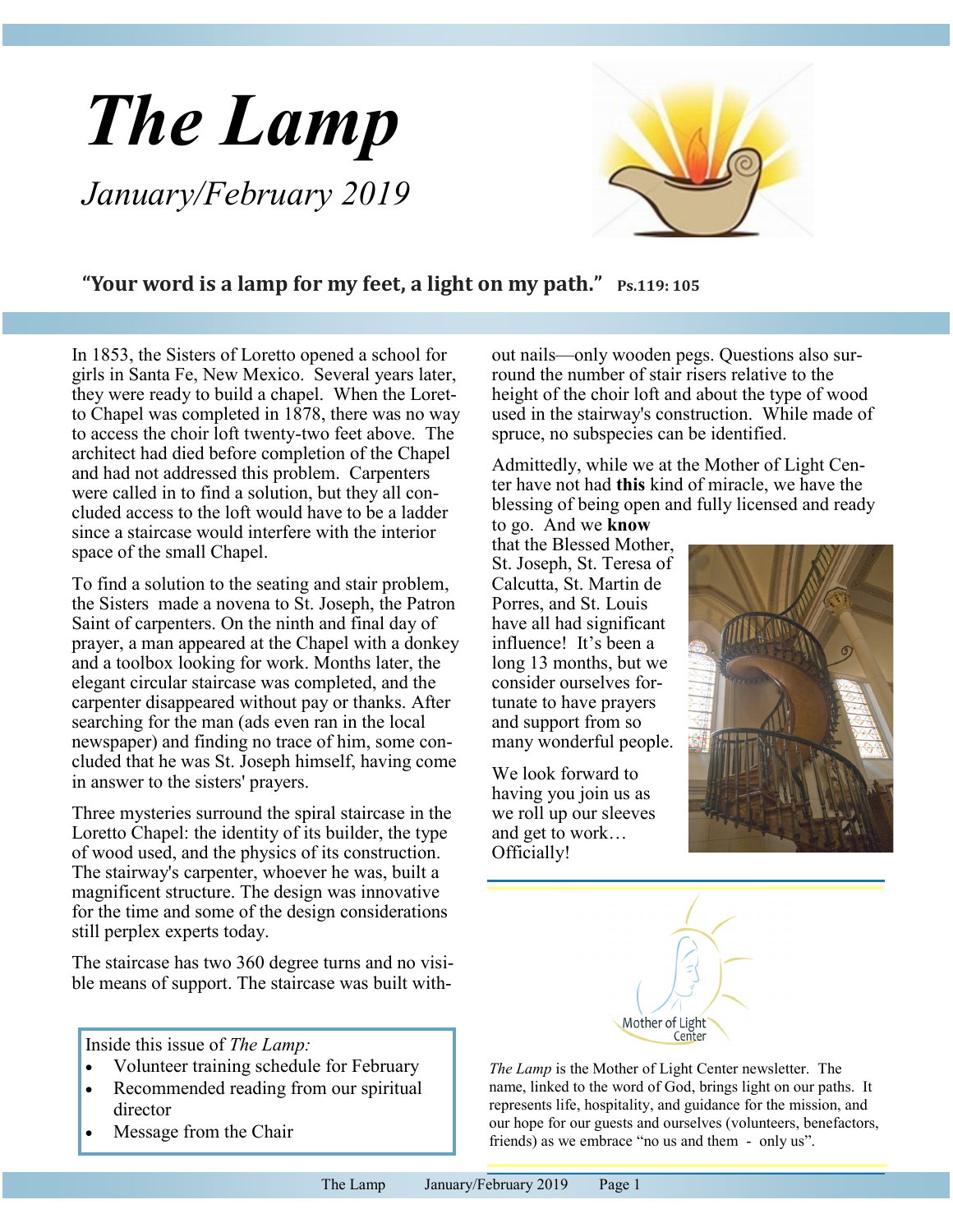# *The Lamp*

*January/February 2019*

**"Your word is a lamp for my feet, a light on my path."** **Ps.119: 105**

In 1853, the Sisters of Loretto opened a school for girls in Santa Fe, New Mexico. Several years later, they were ready to build a chapel. When the Loretto Chapel was completed in 1878, there was no way to access the choir loft twenty-two feet above. The architect had died before completion of the Chapel and had not addressed this problem. Carpenters were called in to find a solution, but they all concluded access to the loft would have to be a ladder since a staircase would interfere with the interior space of the small Chapel.

To find a solution to the seating and stair problem, the Sisters made a novena to St. Joseph, the Patron Saint of carpenters. On the ninth and final day of prayer, a man appeared at the Chapel with a donkey and a toolbox looking for work. Months later, the elegant circular staircase was completed, and the carpenter disappeared without pay or thanks. After searching for the man (ads even ran in the local newspaper) and finding no trace of him, some concluded that he was St. Joseph himself, having come in answer to the sisters' prayers.

Three mysteries surround the spiral staircase in the Loretto Chapel: the identity of its builder, the type of wood used, and the physics of its construction. The stairway's carpenter, whoever he was, built a magnificent structure. The design was innovative for the time and some of the design considerations still perplex experts today.

The staircase has two 360 degree turns and no visible means of support. The staircase was built without nails—only wooden pegs. Questions also surround the number of stair risers relative to the height of the choir loft and about the type of wood used in the stairway's construction. While made of spruce, no subspecies can be identified.

Admittedly, while we at the Mother of Light Center have not had **this** kind of miracle, we have the blessing of being open and fully licensed and ready to go. And we **know** that the Blessed Mother, St. Joseph, St. Teresa of Calcutta, St. Martin de Porres, and St. Louis have all had significant influence! It's been a long 13 months, but we consider ourselves fortunate to have prayers and support from so many wonderful people.

We look forward to having you join us as we roll up our sleeves and get to work… Officially!

Inside this issue of *The Lamp:*

- Volunteer training schedule for February
- Recommended reading from our spiritual director
- Message from the Chair

Mother of Light Center

*The Lamp* is the Mother of Light Center newsletter. The name, linked to the word of God, brings light on our paths. It represents life, hospitality, and guidance for the mission, and our hope for our guests and ourselves (volunteers, benefactors, friends) as we embrace "no us and them - only us".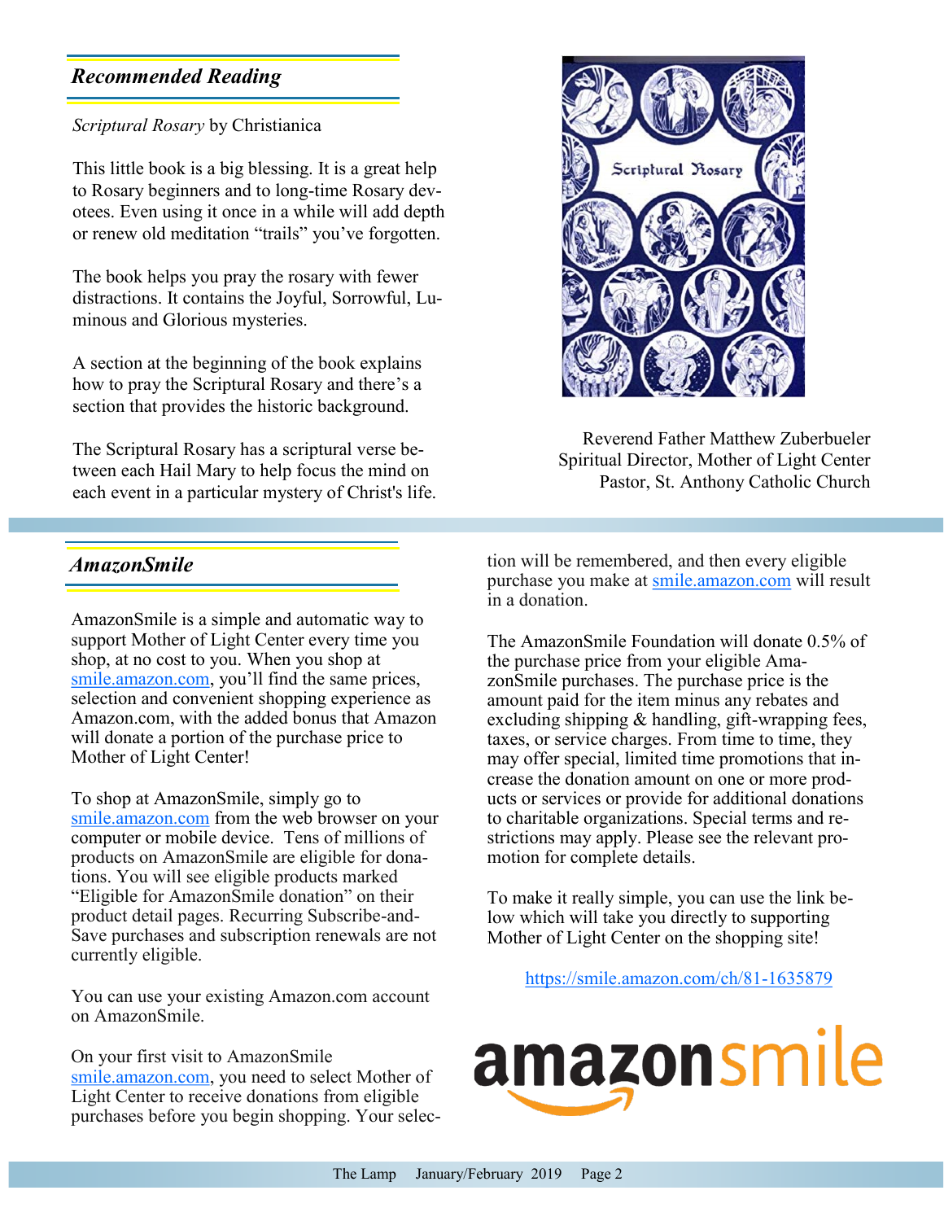## *Recommended Reading*

*Scriptural Rosary* by Christianica

This little book is a big blessing. It is a great help to Rosary beginners and to long-time Rosary devotees. Even using it once in a while will add depth or renew old meditation "trails" you've forgotten.

The book helps you pray the rosary with fewer distractions. It contains the Joyful, Sorrowful, Luminous and Glorious mysteries.

A section at the beginning of the book explains how to pray the Scriptural Rosary and there's a section that provides the historic background.

The Scriptural Rosary has a scriptural verse between each Hail Mary to help focus the mind on each event in a particular mystery of Christ's life.

Reverend Father Matthew Zuberbueler
Spiritual Director, Mother of Light Center
Pastor, St. Anthony Catholic Church

## *AmazonSmile*

AmazonSmile is a simple and automatic way to support Mother of Light Center every time you shop, at no cost to you. When you shop at smile.amazon.com, you'll find the same prices, selection and convenient shopping experience as Amazon.com, with the added bonus that Amazon will donate a portion of the purchase price to Mother of Light Center!

To shop at AmazonSmile, simply go to smile.amazon.com from the web browser on your computer or mobile device. Tens of millions of products on AmazonSmile are eligible for donations. You will see eligible products marked "Eligible for AmazonSmile donation" on their product detail pages. Recurring Subscribe-and-Save purchases and subscription renewals are not currently eligible.

You can use your existing Amazon.com account on AmazonSmile.

On your first visit to AmazonSmile smile.amazon.com, you need to select Mother of Light Center to receive donations from eligible purchases before you begin shopping. Your selection will be remembered, and then every eligible purchase you make at smile.amazon.com will result in a donation.

The AmazonSmile Foundation will donate 0.5% of the purchase price from your eligible AmazonSmile purchases. The purchase price is the amount paid for the item minus any rebates and excluding shipping & handling, gift-wrapping fees, taxes, or service charges. From time to time, they may offer special, limited time promotions that increase the donation amount on one or more products or services or provide for additional donations to charitable organizations. Special terms and restrictions may apply. Please see the relevant promotion for complete details.

To make it really simple, you can use the link below which will take you directly to supporting Mother of Light Center on the shopping site!

https://smile.amazon.com/ch/81-1635879

amazonsmile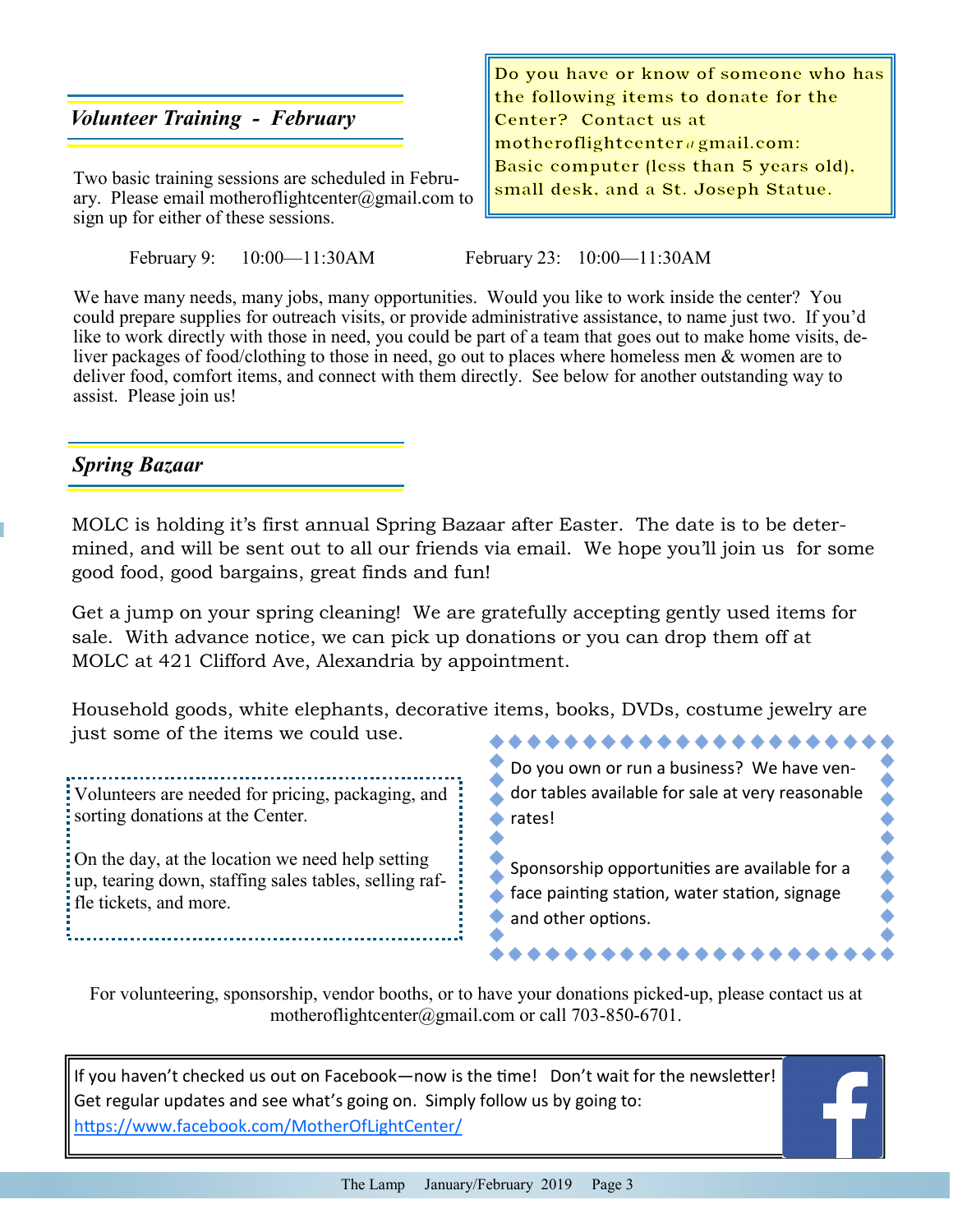## *Volunteer Training - February*

Two basic training sessions are scheduled in February. Please email motheroflightcenter@gmail.com to sign up for either of these sessions.

February 9: 10:00—11:30AM

February 23: 10:00—11:30AM

We have many needs, many jobs, many opportunities. Would you like to work inside the center? You could prepare supplies for outreach visits, or provide administrative assistance, to name just two. If you'd like to work directly with those in need, you could be part of a team that goes out to make home visits, deliver packages of food/clothing to those in need, go out to places where homeless men & women are to deliver food, comfort items, and connect with them directly. See below for another outstanding way to assist. Please join us!

Do you have or know of someone who has the following items to donate for the Center? Contact us at motheroflightcenter@gmail.com: Basic computer (less than 5 years old), small desk, and a St. Joseph Statue.

## *Spring Bazaar*

MOLC is holding it's first annual Spring Bazaar after Easter. The date is to be determined, and will be sent out to all our friends via email. We hope you'll join us for some good food, good bargains, great finds and fun!

Get a jump on your spring cleaning! We are gratefully accepting gently used items for sale. With advance notice, we can pick up donations or you can drop them off at MOLC at 421 Clifford Ave, Alexandria by appointment.

Household goods, white elephants, decorative items, books, DVDs, costume jewelry are just some of the items we could use.

Volunteers are needed for pricing, packaging, and sorting donations at the Center.

On the day, at the location we need help setting up, tearing down, staffing sales tables, selling raffle tickets, and more.

Do you own or run a business? We have vendor tables available for sale at very reasonable rates!

Sponsorship opportunities are available for a face painting station, water station, signage and other options.

For volunteering, sponsorship, vendor booths, or to have your donations picked-up, please contact us at motheroflightcenter@gmail.com or call 703-850-6701.

If you haven't checked us out on Facebook—now is the time! Don't wait for the newsletter! Get regular updates and see what's going on. Simply follow us by going to: [https://www.facebook.com/MotherOfLightCenter/](https://www.facebook.com/MotherOfLightCenter/)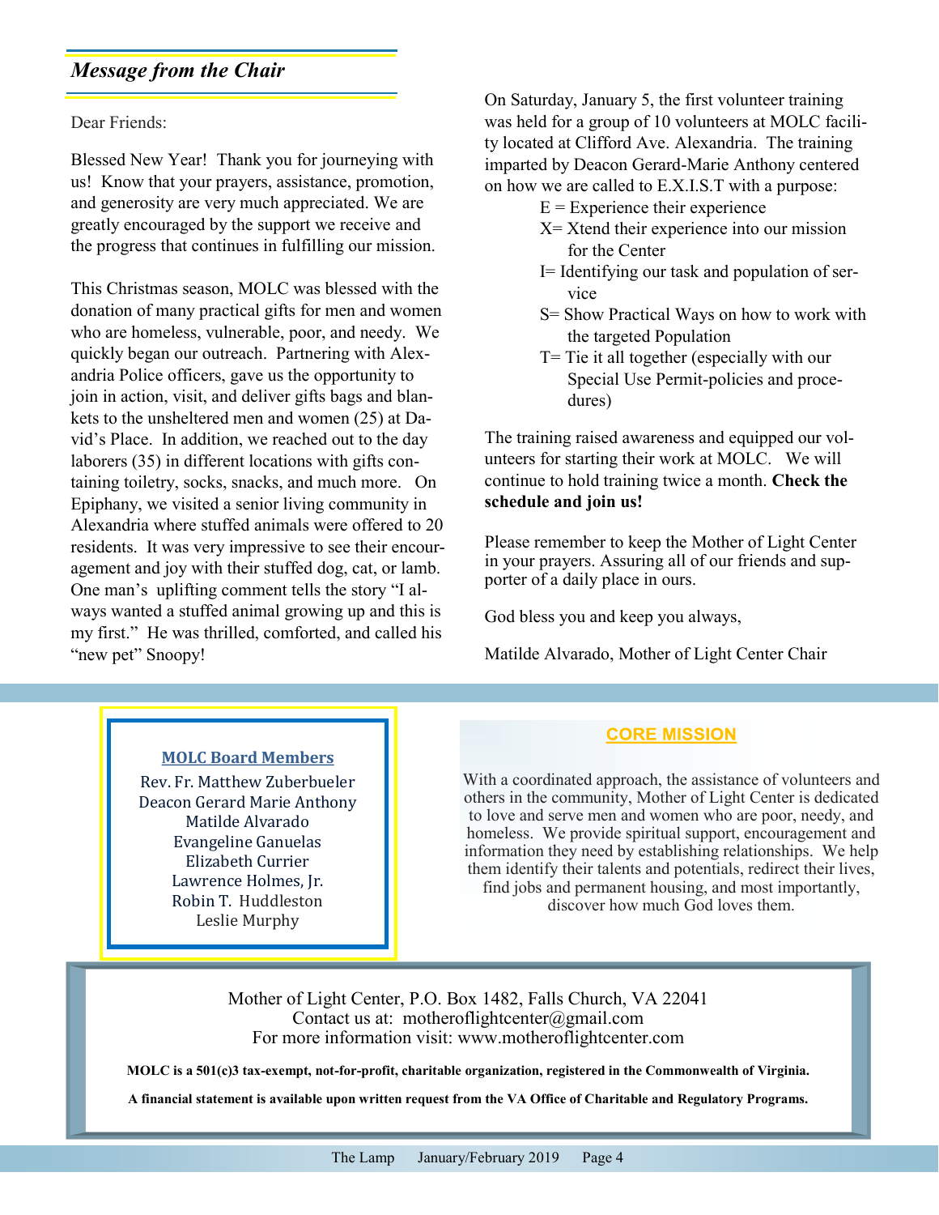## *Message from the Chair*

Dear Friends:

Blessed New Year! Thank you for journeying with us! Know that your prayers, assistance, promotion, and generosity are very much appreciated. We are greatly encouraged by the support we receive and the progress that continues in fulfilling our mission.

This Christmas season, MOLC was blessed with the donation of many practical gifts for men and women who are homeless, vulnerable, poor, and needy. We quickly began our outreach. Partnering with Alexandria Police officers, gave us the opportunity to join in action, visit, and deliver gifts bags and blankets to the unsheltered men and women (25) at David's Place. In addition, we reached out to the day laborers (35) in different locations with gifts containing toiletry, socks, snacks, and much more. On Epiphany, we visited a senior living community in Alexandria where stuffed animals were offered to 20 residents. It was very impressive to see their encouragement and joy with their stuffed dog, cat, or lamb. One man's uplifting comment tells the story "I always wanted a stuffed animal growing up and this is my first." He was thrilled, comforted, and called his "new pet" Snoopy!

On Saturday, January 5, the first volunteer training was held for a group of 10 volunteers at MOLC facility located at Clifford Ave. Alexandria. The training imparted by Deacon Gerard-Marie Anthony centered on how we are called to E.X.I.S.T with a purpose:

- E = Experience their experience
- X= Xtend their experience into our mission for the Center
- I= Identifying our task and population of service
- S= Show Practical Ways on how to work with the targeted Population
- T= Tie it all together (especially with our Special Use Permit-policies and procedures)

The training raised awareness and equipped our volunteers for starting their work at MOLC. We will continue to hold training twice a month. **Check the schedule and join us!**

Please remember to keep the Mother of Light Center in your prayers. Assuring all of our friends and supporter of a daily place in ours.

God bless you and keep you always,

Matilde Alvarado, Mother of Light Center Chair

### MOLC Board Members

Rev. Fr. Matthew Zuberbueler
Deacon Gerard Marie Anthony
Matilde Alvarado
Evangeline Ganuelas
Elizabeth Currier
Lawrence Holmes, Jr.
Robin T. Huddleston
Leslie Murphy

### CORE MISSION

With a coordinated approach, the assistance of volunteers and others in the community, Mother of Light Center is dedicated to love and serve men and women who are poor, needy, and homeless. We provide spiritual support, encouragement and information they need by establishing relationships. We help them identify their talents and potentials, redirect their lives, find jobs and permanent housing, and most importantly, discover how much God loves them.

Mother of Light Center, P.O. Box 1482, Falls Church, VA 22041
Contact us at: motheroflightcenter@gmail.com
For more information visit: www.motheroflightcenter.com

**MOLC is a 501(c)3 tax-exempt, not-for-profit, charitable organization, registered in the Commonwealth of Virginia.**

**A financial statement is available upon written request from the VA Office of Charitable and Regulatory Programs.**